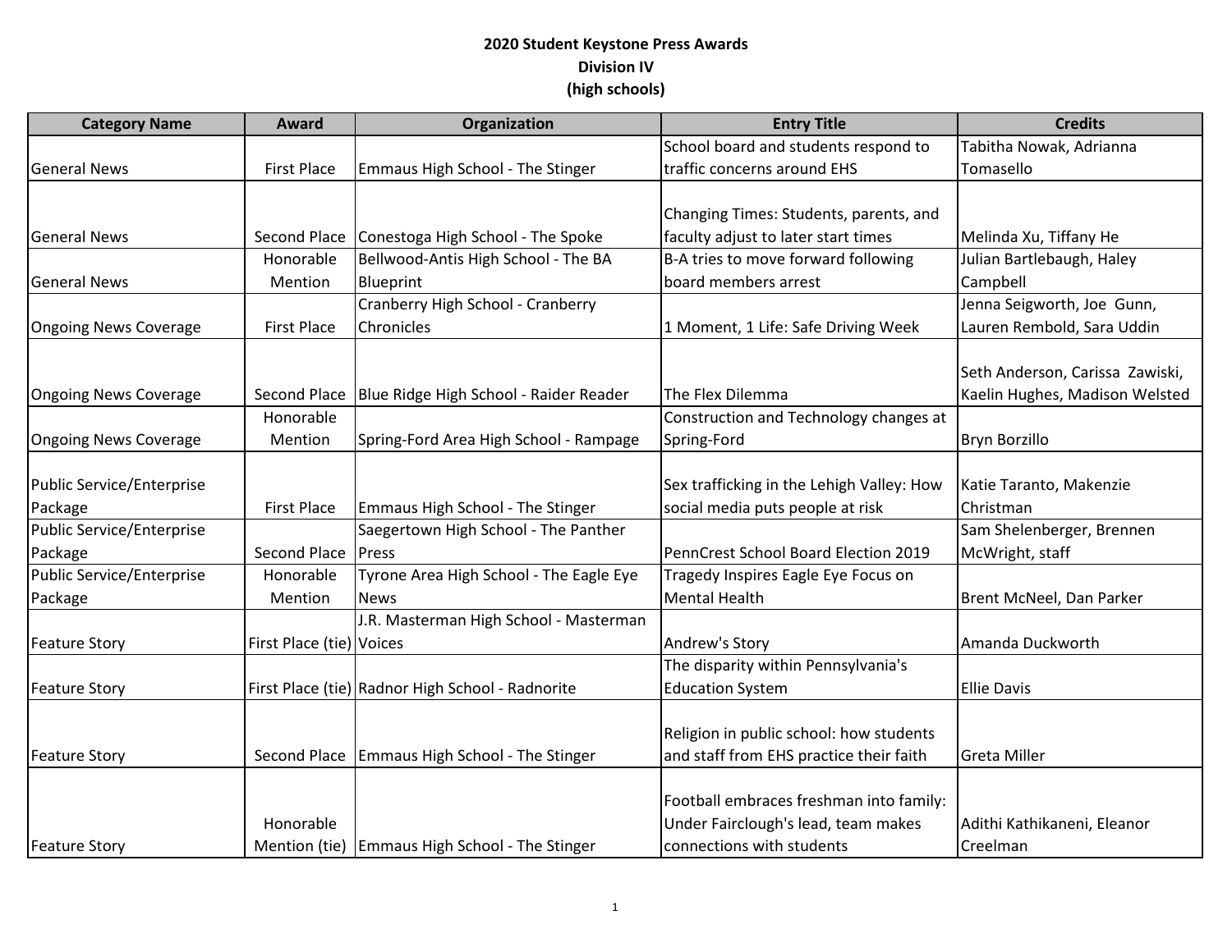**2020 Student Keystone Press Awards**
**Division IV**
**(high schools)**

| Category Name | Award | Organization | Entry Title | Credits |
|---|---|---|---|---|
| General News | First Place | Emmaus High School - The Stinger | School board and students respond to traffic concerns around EHS | Tabitha Nowak, Adrianna Tomasello |
| General News | Second Place | Conestoga High School - The Spoke | Changing Times: Students, parents, and faculty adjust to later start times | Melinda Xu, Tiffany He |
| General News | Honorable Mention | Bellwood-Antis High School - The BA Blueprint | B-A tries to move forward following board members arrest | Julian Bartlebaugh, Haley Campbell |
| Ongoing News Coverage | First Place | Cranberry High School - Cranberry Chronicles | 1 Moment, 1 Life: Safe Driving Week | Jenna Seigworth, Joe Gunn, Lauren Rembold, Sara Uddin |
| Ongoing News Coverage | Second Place | Blue Ridge High School - Raider Reader | The Flex Dilemma | Seth Anderson, Carissa Zawiski, Kaelin Hughes, Madison Welsted |
| Ongoing News Coverage | Honorable Mention | Spring-Ford Area High School - Rampage | Construction and Technology changes at Spring-Ford | Bryn Borzillo |
| Public Service/Enterprise Package | First Place | Emmaus High School - The Stinger | Sex trafficking in the Lehigh Valley: How social media puts people at risk | Katie Taranto, Makenzie Christman |
| Public Service/Enterprise Package | Second Place | Saegertown High School - The Panther Press | PennCrest School Board Election 2019 | Sam Shelenberger, Brennen McWright, staff |
| Public Service/Enterprise Package | Honorable Mention | Tyrone Area High School - The Eagle Eye News | Tragedy Inspires Eagle Eye Focus on Mental Health | Brent McNeel, Dan Parker |
| Feature Story | First Place (tie) | J.R. Masterman High School - Masterman Voices | Andrew's Story | Amanda Duckworth |
| Feature Story | First Place (tie) | Radnor High School - Radnorite | The disparity within Pennsylvania's Education System | Ellie Davis |
| Feature Story | Second Place | Emmaus High School - The Stinger | Religion in public school: how students and staff from EHS practice their faith | Greta Miller |
| Feature Story | Honorable Mention (tie) | Emmaus High School - The Stinger | Football embraces freshman into family: Under Fairclough's lead, team makes connections with students | Adithi Kathikaneni, Eleanor Creelman |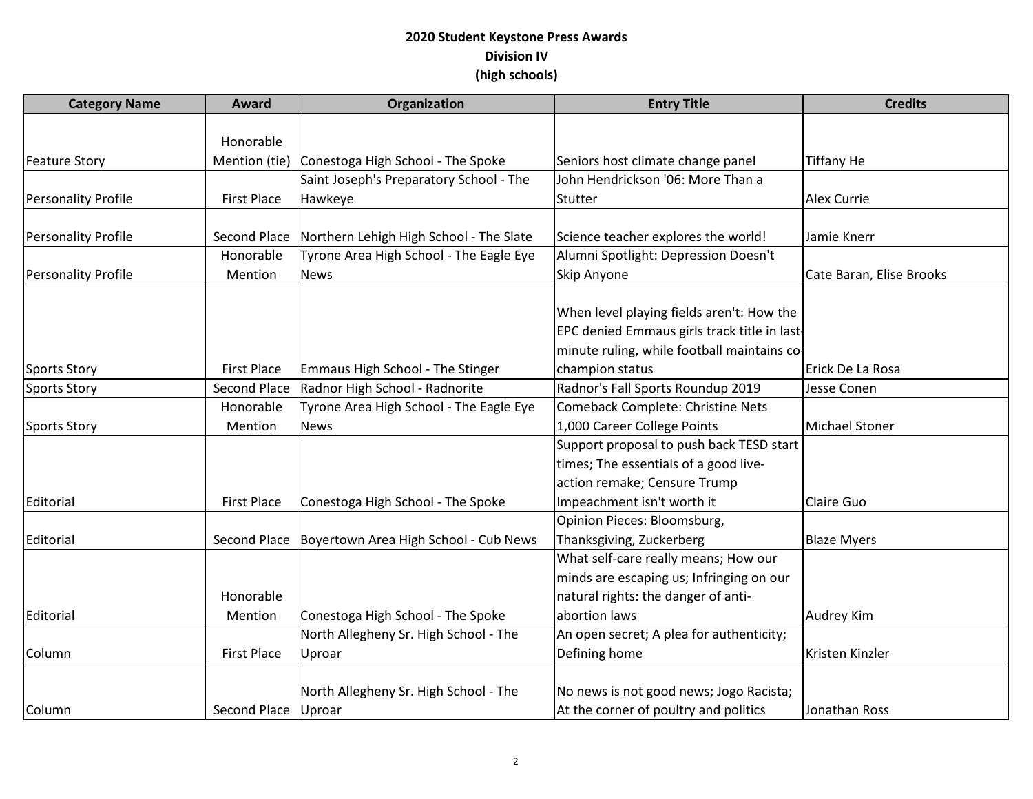**2020 Student Keystone Press Awards**
**Division IV**
**(high schools)**

| Category Name | Award | Organization | Entry Title | Credits |
|---|---|---|---|---|
| Feature Story | Honorable Mention (tie) | Conestoga High School - The Spoke | Seniors host climate change panel | Tiffany He |
| Personality Profile | First Place | Saint Joseph's Preparatory School - The Hawkeye | John Hendrickson '06: More Than a Stutter | Alex Currie |
| Personality Profile | Second Place | Northern Lehigh High School - The Slate | Science teacher explores the world! | Jamie Knerr |
| Personality Profile | Honorable Mention | Tyrone Area High School - The Eagle Eye News | Alumni Spotlight: Depression Doesn't Skip Anyone | Cate Baran, Elise Brooks |
| Sports Story | First Place | Emmaus High School - The Stinger | When level playing fields aren't: How the EPC denied Emmaus girls track title in last-minute ruling, while football maintains co-champion status | Erick De La Rosa |
| Sports Story | Second Place | Radnor High School - Radnorite | Radnor's Fall Sports Roundup 2019 | Jesse Conen |
| Sports Story | Honorable Mention | Tyrone Area High School - The Eagle Eye News | Comeback Complete: Christine Nets 1,000 Career College Points | Michael Stoner |
| Editorial | First Place | Conestoga High School - The Spoke | Support proposal to push back TESD start times; The essentials of a good live-action remake; Censure Trump Impeachment isn't worth it | Claire Guo |
| Editorial | Second Place | Boyertown Area High School - Cub News | Opinion Pieces: Bloomsburg, Thanksgiving, Zuckerberg | Blaze Myers |
| Editorial | Honorable Mention | Conestoga High School - The Spoke | What self-care really means; How our minds are escaping us; Infringing on our natural rights: the danger of anti-abortion laws | Audrey Kim |
| Column | First Place | North Allegheny Sr. High School - The Uproar | An open secret; A plea for authenticity; Defining home | Kristen Kinzler |
| Column | Second Place | North Allegheny Sr. High School - The Uproar | No news is not good news; Jogo Racista; At the corner of poultry and politics | Jonathan Ross |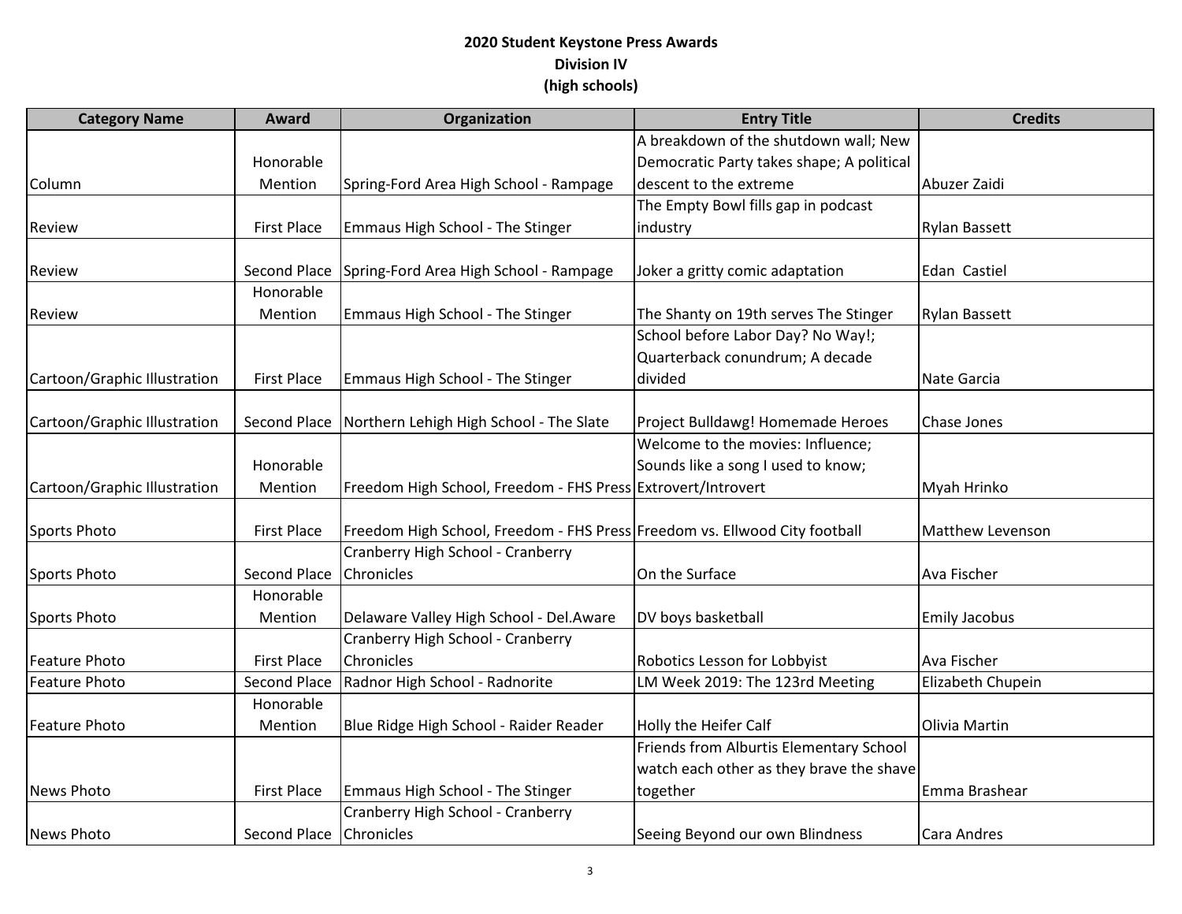**2020 Student Keystone Press Awards**
**Division IV**
**(high schools)**

| Category Name | Award | Organization | Entry Title | Credits |
|---|---|---|---|---|
| Column | Honorable Mention | Spring-Ford Area High School - Rampage | A breakdown of the shutdown wall; New Democratic Party takes shape; A political descent to the extreme | Abuzer Zaidi |
| Review | First Place | Emmaus High School - The Stinger | The Empty Bowl fills gap in podcast industry | Rylan Bassett |
| Review | Second Place | Spring-Ford Area High School - Rampage | Joker a gritty comic adaptation | Edan Castiel |
| Review | Honorable Mention | Emmaus High School - The Stinger | The Shanty on 19th serves The Stinger | Rylan Bassett |
| Cartoon/Graphic Illustration | First Place | Emmaus High School - The Stinger | School before Labor Day? No Way!; Quarterback conundrum; A decade divided | Nate Garcia |
| Cartoon/Graphic Illustration | Second Place | Northern Lehigh High School - The Slate | Project Bulldawg! Homemade Heroes | Chase Jones |
| Cartoon/Graphic Illustration | Honorable Mention | Freedom High School, Freedom - FHS Press | Welcome to the movies: Influence; Sounds like a song I used to know; Extrovert/Introvert | Myah Hrinko |
| Sports Photo | First Place | Freedom High School, Freedom - FHS Press | Freedom vs. Ellwood City football | Matthew Levenson |
| Sports Photo | Second Place | Cranberry High School - Cranberry Chronicles | On the Surface | Ava Fischer |
| Sports Photo | Honorable Mention | Delaware Valley High School - Del.Aware | DV boys basketball | Emily Jacobus |
| Feature Photo | First Place | Cranberry High School - Cranberry Chronicles | Robotics Lesson for Lobbyist | Ava Fischer |
| Feature Photo | Second Place | Radnor High School - Radnorite | LM Week 2019: The 123rd Meeting | Elizabeth Chupein |
| Feature Photo | Honorable Mention | Blue Ridge High School - Raider Reader | Holly the Heifer Calf | Olivia Martin |
| News Photo | First Place | Emmaus High School - The Stinger | Friends from Alburtis Elementary School watch each other as they brave the shave together | Emma Brashear |
| News Photo | Second Place | Cranberry High School - Cranberry Chronicles | Seeing Beyond our own Blindness | Cara Andres |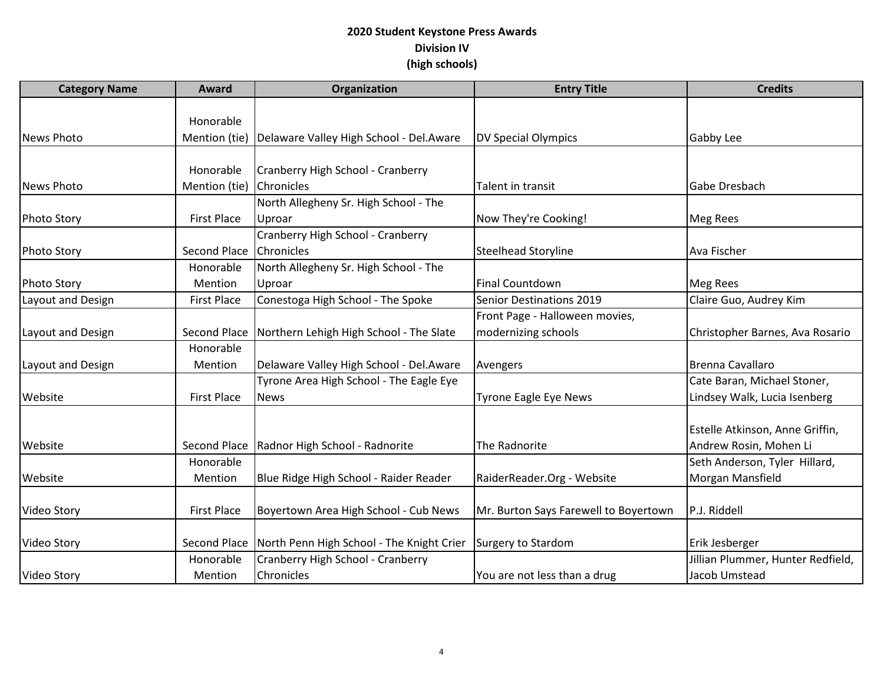**2020 Student Keystone Press Awards**
**Division IV**
**(high schools)**

| Category Name | Award | Organization | Entry Title | Credits |
|---|---|---|---|---|
| News Photo | Honorable Mention (tie) | Delaware Valley High School - Del.Aware | DV Special Olympics | Gabby Lee |
| News Photo | Honorable Mention (tie) | Cranberry High School - Cranberry Chronicles | Talent in transit | Gabe Dresbach |
| Photo Story | First Place | North Allegheny Sr. High School - The Uproar | Now They're Cooking! | Meg Rees |
| Photo Story | Second Place | Cranberry High School - Cranberry Chronicles | Steelhead Storyline | Ava Fischer |
| Photo Story | Honorable Mention | North Allegheny Sr. High School - The Uproar | Final Countdown | Meg Rees |
| Layout and Design | First Place | Conestoga High School - The Spoke | Senior Destinations 2019 | Claire Guo, Audrey Kim |
| Layout and Design | Second Place | Northern Lehigh High School - The Slate | Front Page - Halloween movies, modernizing schools | Christopher Barnes, Ava Rosario |
| Layout and Design | Honorable Mention | Delaware Valley High School - Del.Aware | Avengers | Brenna Cavallaro |
| Website | First Place | Tyrone Area High School - The Eagle Eye News | Tyrone Eagle Eye News | Cate Baran, Michael Stoner, Lindsey Walk, Lucia Isenberg |
| Website | Second Place | Radnor High School - Radnorite | The Radnorite | Estelle Atkinson, Anne Griffin, Andrew Rosin, Mohen Li |
| Website | Honorable Mention | Blue Ridge High School - Raider Reader | RaiderReader.Org - Website | Seth Anderson, Tyler Hillard, Morgan Mansfield |
| Video Story | First Place | Boyertown Area High School - Cub News | Mr. Burton Says Farewell to Boyertown | P.J. Riddell |
| Video Story | Second Place | North Penn High School - The Knight Crier | Surgery to Stardom | Erik Jesberger |
| Video Story | Honorable Mention | Cranberry High School - Cranberry Chronicles | You are not less than a drug | Jillian Plummer, Hunter Redfield, Jacob Umstead |